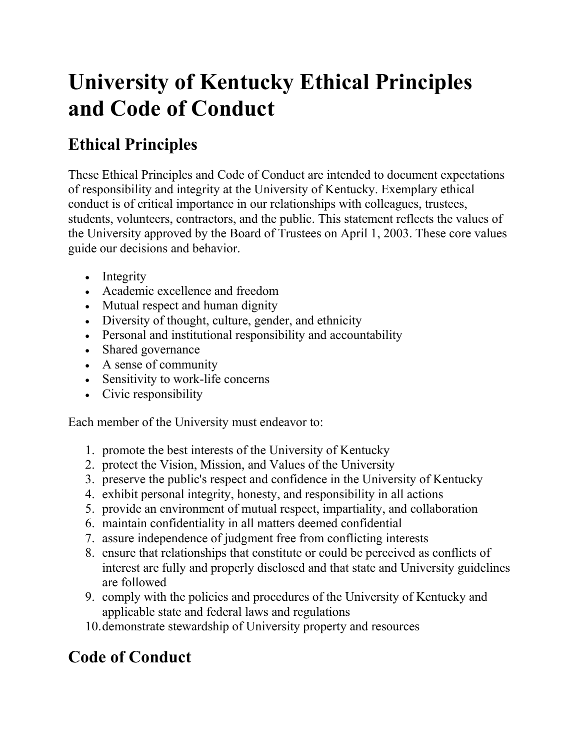# University of Kentucky Ethical Principles and Code of Conduct

## Ethical Principles

These Ethical Principles and Code of Conduct are intended to document expectations of responsibility and integrity at the University of Kentucky. Exemplary ethical conduct is of critical importance in our relationships with colleagues, trustees, students, volunteers, contractors, and the public. This statement reflects the values of the University approved by the Board of Trustees on April 1, 2003. These core values guide our decisions and behavior.

- Integrity
- Academic excellence and freedom
- Mutual respect and human dignity
- Diversity of thought, culture, gender, and ethnicity
- Personal and institutional responsibility and accountability
- Shared governance
- A sense of community
- Sensitivity to work-life concerns
- Civic responsibility

Each member of the University must endeavor to:

1. promote the best interests of the University of Kentucky
2. protect the Vision, Mission, and Values of the University
3. preserve the public's respect and confidence in the University of Kentucky
4. exhibit personal integrity, honesty, and responsibility in all actions
5. provide an environment of mutual respect, impartiality, and collaboration
6. maintain confidentiality in all matters deemed confidential
7. assure independence of judgment free from conflicting interests
8. ensure that relationships that constitute or could be perceived as conflicts of interest are fully and properly disclosed and that state and University guidelines are followed
9. comply with the policies and procedures of the University of Kentucky and applicable state and federal laws and regulations
10. demonstrate stewardship of University property and resources

## Code of Conduct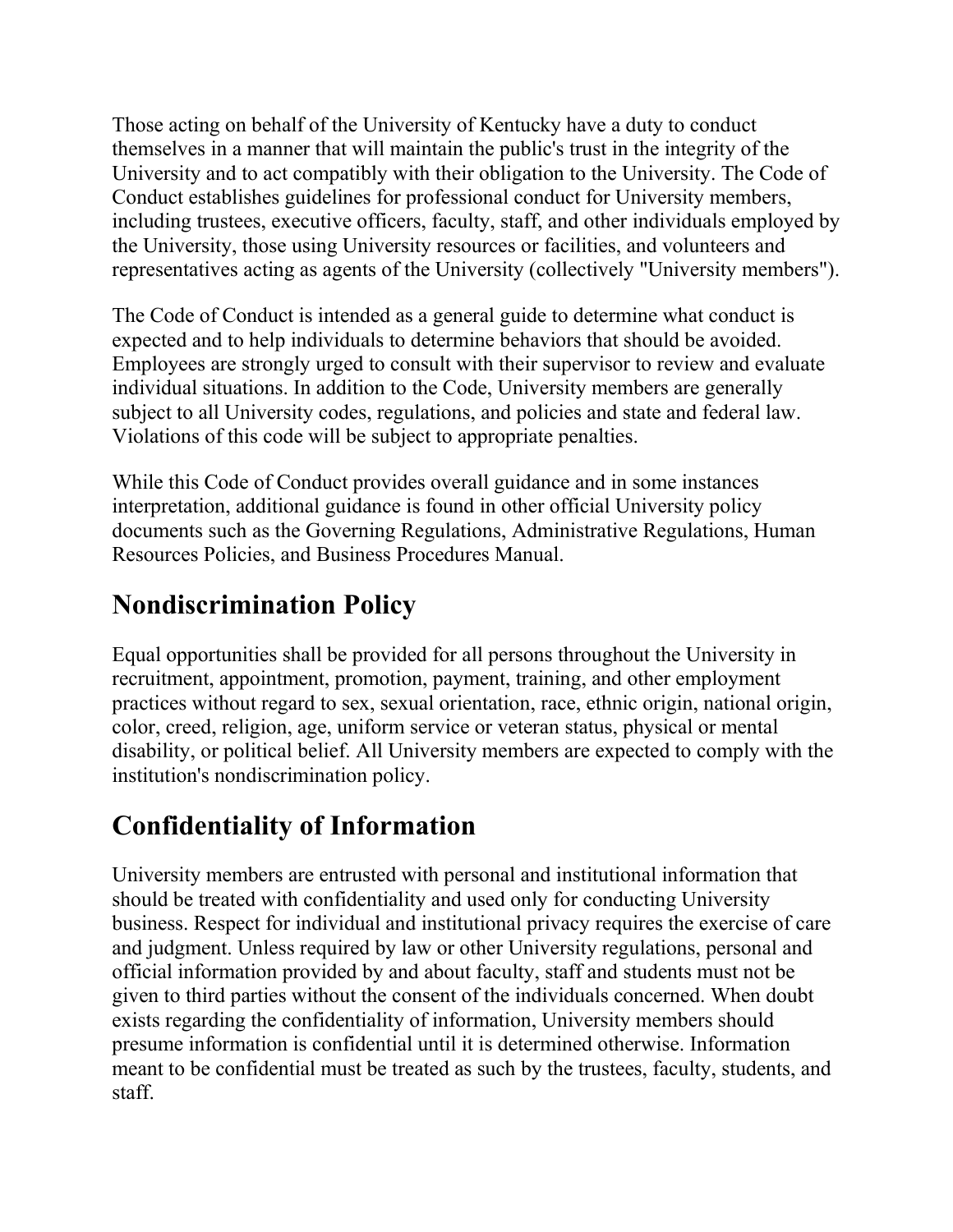Those acting on behalf of the University of Kentucky have a duty to conduct themselves in a manner that will maintain the public's trust in the integrity of the University and to act compatibly with their obligation to the University. The Code of Conduct establishes guidelines for professional conduct for University members, including trustees, executive officers, faculty, staff, and other individuals employed by the University, those using University resources or facilities, and volunteers and representatives acting as agents of the University (collectively "University members").

The Code of Conduct is intended as a general guide to determine what conduct is expected and to help individuals to determine behaviors that should be avoided. Employees are strongly urged to consult with their supervisor to review and evaluate individual situations. In addition to the Code, University members are generally subject to all University codes, regulations, and policies and state and federal law. Violations of this code will be subject to appropriate penalties.

While this Code of Conduct provides overall guidance and in some instances interpretation, additional guidance is found in other official University policy documents such as the Governing Regulations, Administrative Regulations, Human Resources Policies, and Business Procedures Manual.

## Nondiscrimination Policy

Equal opportunities shall be provided for all persons throughout the University in recruitment, appointment, promotion, payment, training, and other employment practices without regard to sex, sexual orientation, race, ethnic origin, national origin, color, creed, religion, age, uniform service or veteran status, physical or mental disability, or political belief. All University members are expected to comply with the institution's nondiscrimination policy.

## Confidentiality of Information

University members are entrusted with personal and institutional information that should be treated with confidentiality and used only for conducting University business. Respect for individual and institutional privacy requires the exercise of care and judgment. Unless required by law or other University regulations, personal and official information provided by and about faculty, staff and students must not be given to third parties without the consent of the individuals concerned. When doubt exists regarding the confidentiality of information, University members should presume information is confidential until it is determined otherwise. Information meant to be confidential must be treated as such by the trustees, faculty, students, and staff.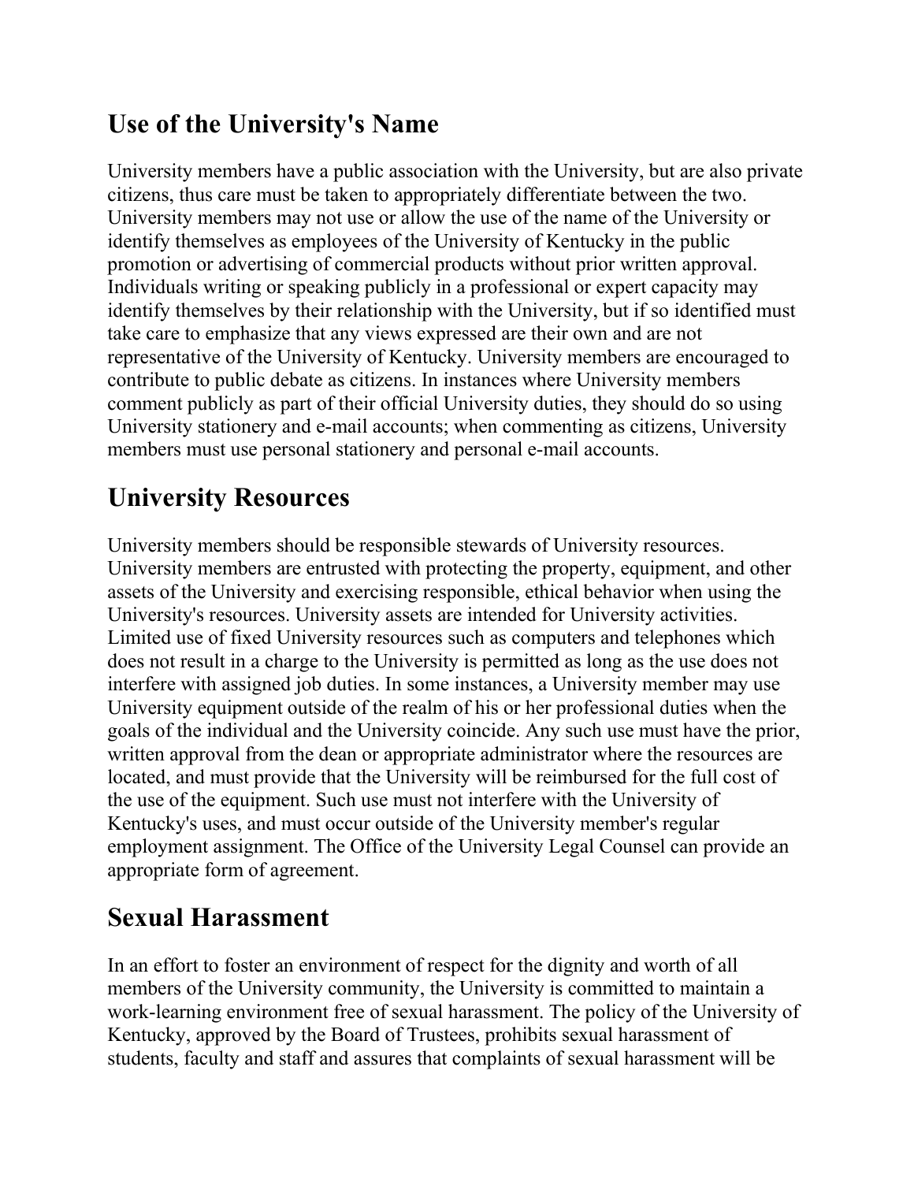## Use of the University's Name

University members have a public association with the University, but are also private citizens, thus care must be taken to appropriately differentiate between the two. University members may not use or allow the use of the name of the University or identify themselves as employees of the University of Kentucky in the public promotion or advertising of commercial products without prior written approval. Individuals writing or speaking publicly in a professional or expert capacity may identify themselves by their relationship with the University, but if so identified must take care to emphasize that any views expressed are their own and are not representative of the University of Kentucky. University members are encouraged to contribute to public debate as citizens. In instances where University members comment publicly as part of their official University duties, they should do so using University stationery and e-mail accounts; when commenting as citizens, University members must use personal stationery and personal e-mail accounts.

## University Resources

University members should be responsible stewards of University resources. University members are entrusted with protecting the property, equipment, and other assets of the University and exercising responsible, ethical behavior when using the University's resources. University assets are intended for University activities. Limited use of fixed University resources such as computers and telephones which does not result in a charge to the University is permitted as long as the use does not interfere with assigned job duties. In some instances, a University member may use University equipment outside of the realm of his or her professional duties when the goals of the individual and the University coincide. Any such use must have the prior, written approval from the dean or appropriate administrator where the resources are located, and must provide that the University will be reimbursed for the full cost of the use of the equipment. Such use must not interfere with the University of Kentucky's uses, and must occur outside of the University member's regular employment assignment. The Office of the University Legal Counsel can provide an appropriate form of agreement.

## Sexual Harassment

In an effort to foster an environment of respect for the dignity and worth of all members of the University community, the University is committed to maintain a work-learning environment free of sexual harassment. The policy of the University of Kentucky, approved by the Board of Trustees, prohibits sexual harassment of students, faculty and staff and assures that complaints of sexual harassment will be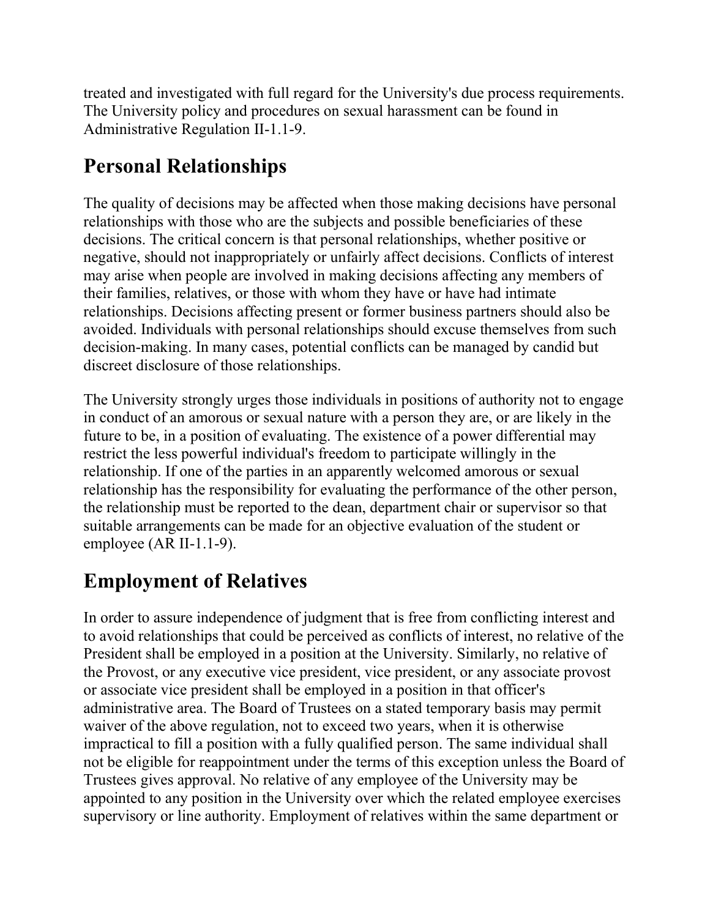treated and investigated with full regard for the University's due process requirements. The University policy and procedures on sexual harassment can be found in Administrative Regulation II-1.1-9.

## Personal Relationships

The quality of decisions may be affected when those making decisions have personal relationships with those who are the subjects and possible beneficiaries of these decisions. The critical concern is that personal relationships, whether positive or negative, should not inappropriately or unfairly affect decisions. Conflicts of interest may arise when people are involved in making decisions affecting any members of their families, relatives, or those with whom they have or have had intimate relationships. Decisions affecting present or former business partners should also be avoided. Individuals with personal relationships should excuse themselves from such decision-making. In many cases, potential conflicts can be managed by candid but discreet disclosure of those relationships.

The University strongly urges those individuals in positions of authority not to engage in conduct of an amorous or sexual nature with a person they are, or are likely in the future to be, in a position of evaluating. The existence of a power differential may restrict the less powerful individual's freedom to participate willingly in the relationship. If one of the parties in an apparently welcomed amorous or sexual relationship has the responsibility for evaluating the performance of the other person, the relationship must be reported to the dean, department chair or supervisor so that suitable arrangements can be made for an objective evaluation of the student or employee (AR II-1.1-9).

## Employment of Relatives

In order to assure independence of judgment that is free from conflicting interest and to avoid relationships that could be perceived as conflicts of interest, no relative of the President shall be employed in a position at the University. Similarly, no relative of the Provost, or any executive vice president, vice president, or any associate provost or associate vice president shall be employed in a position in that officer's administrative area. The Board of Trustees on a stated temporary basis may permit waiver of the above regulation, not to exceed two years, when it is otherwise impractical to fill a position with a fully qualified person. The same individual shall not be eligible for reappointment under the terms of this exception unless the Board of Trustees gives approval. No relative of any employee of the University may be appointed to any position in the University over which the related employee exercises supervisory or line authority. Employment of relatives within the same department or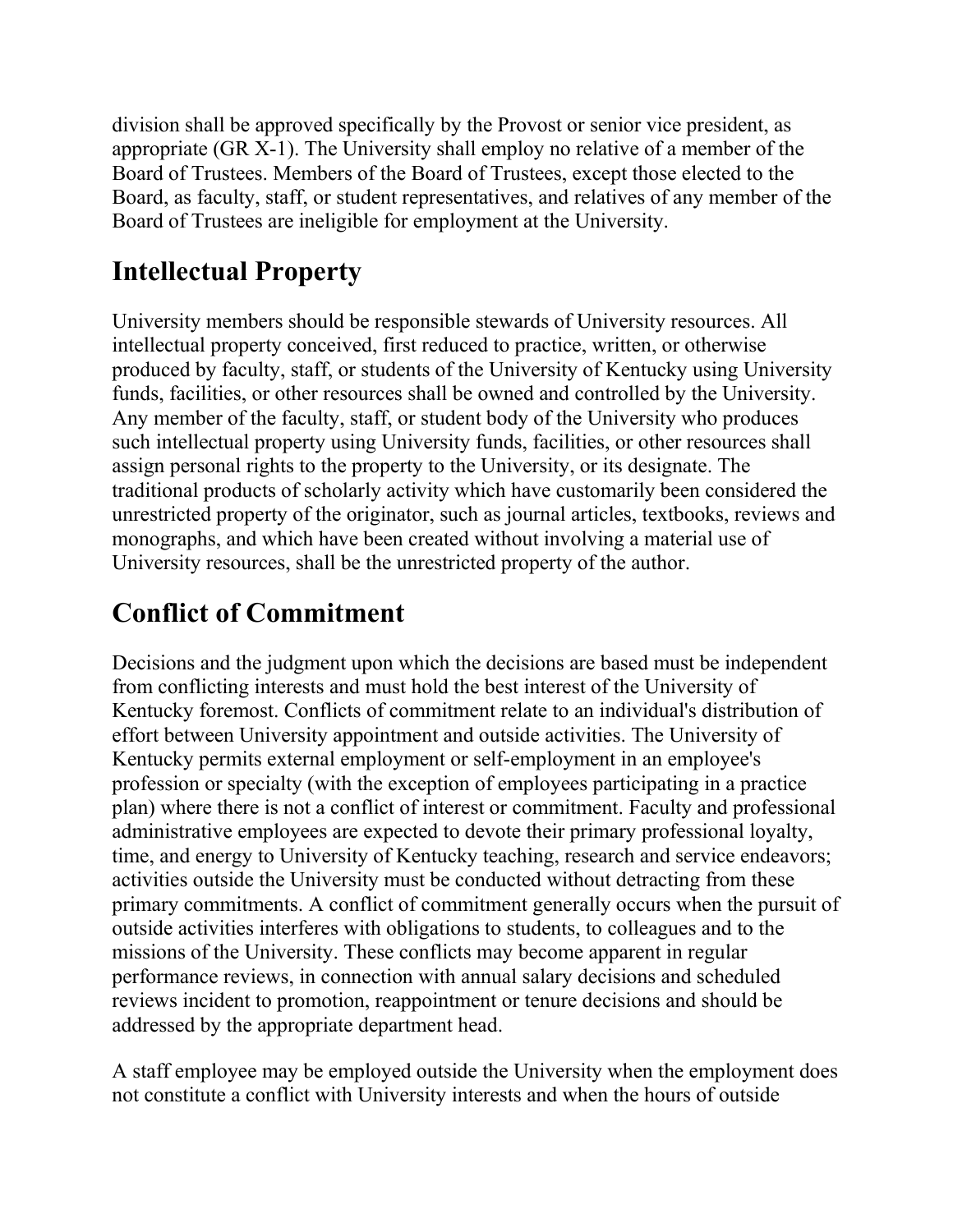division shall be approved specifically by the Provost or senior vice president, as appropriate (GR X-1). The University shall employ no relative of a member of the Board of Trustees. Members of the Board of Trustees, except those elected to the Board, as faculty, staff, or student representatives, and relatives of any member of the Board of Trustees are ineligible for employment at the University.

## Intellectual Property

University members should be responsible stewards of University resources. All intellectual property conceived, first reduced to practice, written, or otherwise produced by faculty, staff, or students of the University of Kentucky using University funds, facilities, or other resources shall be owned and controlled by the University. Any member of the faculty, staff, or student body of the University who produces such intellectual property using University funds, facilities, or other resources shall assign personal rights to the property to the University, or its designate. The traditional products of scholarly activity which have customarily been considered the unrestricted property of the originator, such as journal articles, textbooks, reviews and monographs, and which have been created without involving a material use of University resources, shall be the unrestricted property of the author.

## Conflict of Commitment

Decisions and the judgment upon which the decisions are based must be independent from conflicting interests and must hold the best interest of the University of Kentucky foremost. Conflicts of commitment relate to an individual's distribution of effort between University appointment and outside activities. The University of Kentucky permits external employment or self-employment in an employee's profession or specialty (with the exception of employees participating in a practice plan) where there is not a conflict of interest or commitment. Faculty and professional administrative employees are expected to devote their primary professional loyalty, time, and energy to University of Kentucky teaching, research and service endeavors; activities outside the University must be conducted without detracting from these primary commitments. A conflict of commitment generally occurs when the pursuit of outside activities interferes with obligations to students, to colleagues and to the missions of the University. These conflicts may become apparent in regular performance reviews, in connection with annual salary decisions and scheduled reviews incident to promotion, reappointment or tenure decisions and should be addressed by the appropriate department head.

A staff employee may be employed outside the University when the employment does not constitute a conflict with University interests and when the hours of outside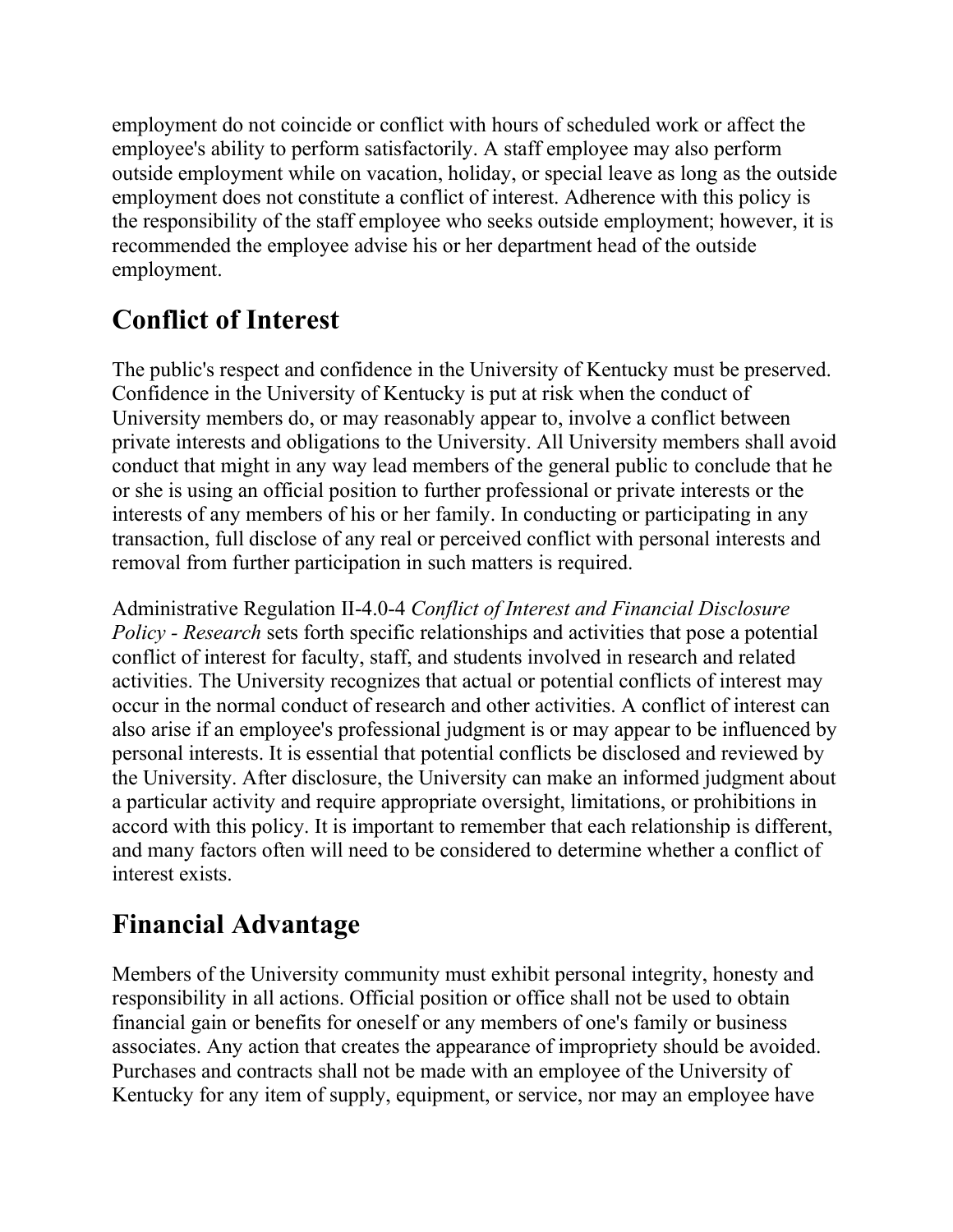employment do not coincide or conflict with hours of scheduled work or affect the employee's ability to perform satisfactorily. A staff employee may also perform outside employment while on vacation, holiday, or special leave as long as the outside employment does not constitute a conflict of interest. Adherence with this policy is the responsibility of the staff employee who seeks outside employment; however, it is recommended the employee advise his or her department head of the outside employment.

## Conflict of Interest

The public's respect and confidence in the University of Kentucky must be preserved. Confidence in the University of Kentucky is put at risk when the conduct of University members do, or may reasonably appear to, involve a conflict between private interests and obligations to the University. All University members shall avoid conduct that might in any way lead members of the general public to conclude that he or she is using an official position to further professional or private interests or the interests of any members of his or her family. In conducting or participating in any transaction, full disclose of any real or perceived conflict with personal interests and removal from further participation in such matters is required.

Administrative Regulation II-4.0-4 *Conflict of Interest and Financial Disclosure Policy - Research* sets forth specific relationships and activities that pose a potential conflict of interest for faculty, staff, and students involved in research and related activities. The University recognizes that actual or potential conflicts of interest may occur in the normal conduct of research and other activities. A conflict of interest can also arise if an employee's professional judgment is or may appear to be influenced by personal interests. It is essential that potential conflicts be disclosed and reviewed by the University. After disclosure, the University can make an informed judgment about a particular activity and require appropriate oversight, limitations, or prohibitions in accord with this policy. It is important to remember that each relationship is different, and many factors often will need to be considered to determine whether a conflict of interest exists.

## Financial Advantage

Members of the University community must exhibit personal integrity, honesty and responsibility in all actions. Official position or office shall not be used to obtain financial gain or benefits for oneself or any members of one's family or business associates. Any action that creates the appearance of impropriety should be avoided. Purchases and contracts shall not be made with an employee of the University of Kentucky for any item of supply, equipment, or service, nor may an employee have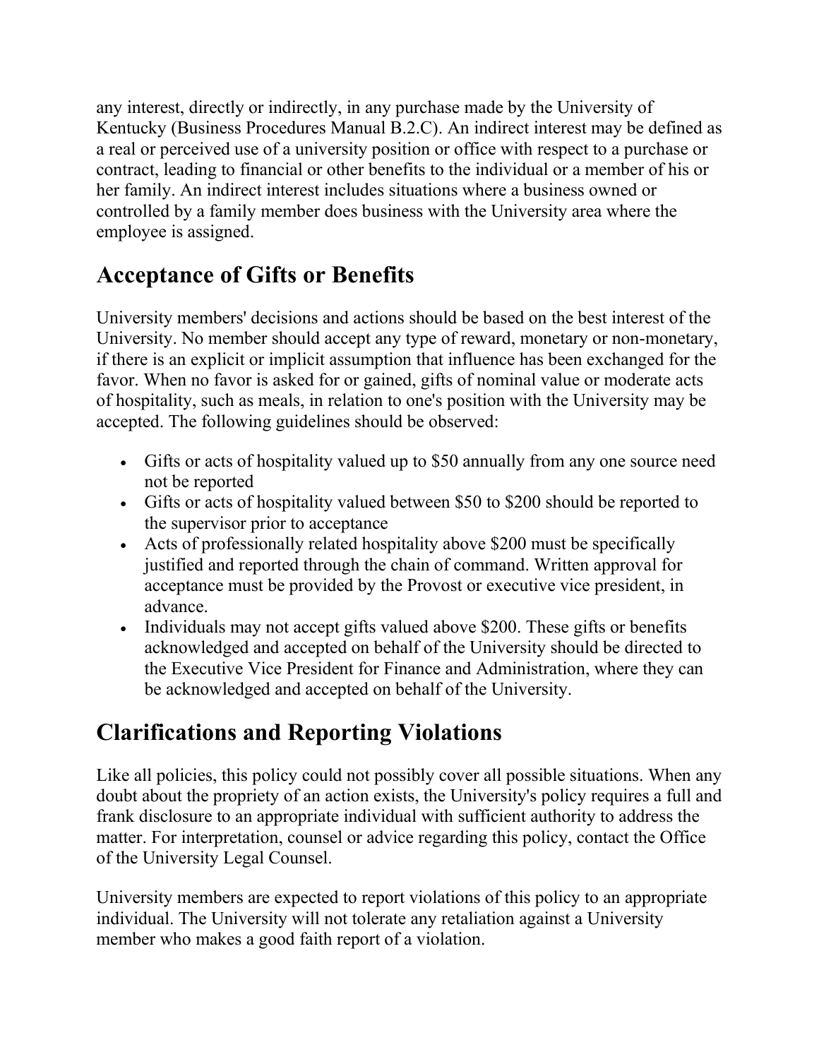any interest, directly or indirectly, in any purchase made by the University of Kentucky (Business Procedures Manual B.2.C). An indirect interest may be defined as a real or perceived use of a university position or office with respect to a purchase or contract, leading to financial or other benefits to the individual or a member of his or her family. An indirect interest includes situations where a business owned or controlled by a family member does business with the University area where the employee is assigned.

## Acceptance of Gifts or Benefits

University members' decisions and actions should be based on the best interest of the University. No member should accept any type of reward, monetary or non-monetary, if there is an explicit or implicit assumption that influence has been exchanged for the favor. When no favor is asked for or gained, gifts of nominal value or moderate acts of hospitality, such as meals, in relation to one's position with the University may be accepted. The following guidelines should be observed:

- Gifts or acts of hospitality valued up to $50 annually from any one source need not be reported
- Gifts or acts of hospitality valued between $50 to $200 should be reported to the supervisor prior to acceptance
- Acts of professionally related hospitality above $200 must be specifically justified and reported through the chain of command. Written approval for acceptance must be provided by the Provost or executive vice president, in advance.
- Individuals may not accept gifts valued above $200. These gifts or benefits acknowledged and accepted on behalf of the University should be directed to the Executive Vice President for Finance and Administration, where they can be acknowledged and accepted on behalf of the University.

## Clarifications and Reporting Violations

Like all policies, this policy could not possibly cover all possible situations. When any doubt about the propriety of an action exists, the University's policy requires a full and frank disclosure to an appropriate individual with sufficient authority to address the matter. For interpretation, counsel or advice regarding this policy, contact the Office of the University Legal Counsel.

University members are expected to report violations of this policy to an appropriate individual. The University will not tolerate any retaliation against a University member who makes a good faith report of a violation.